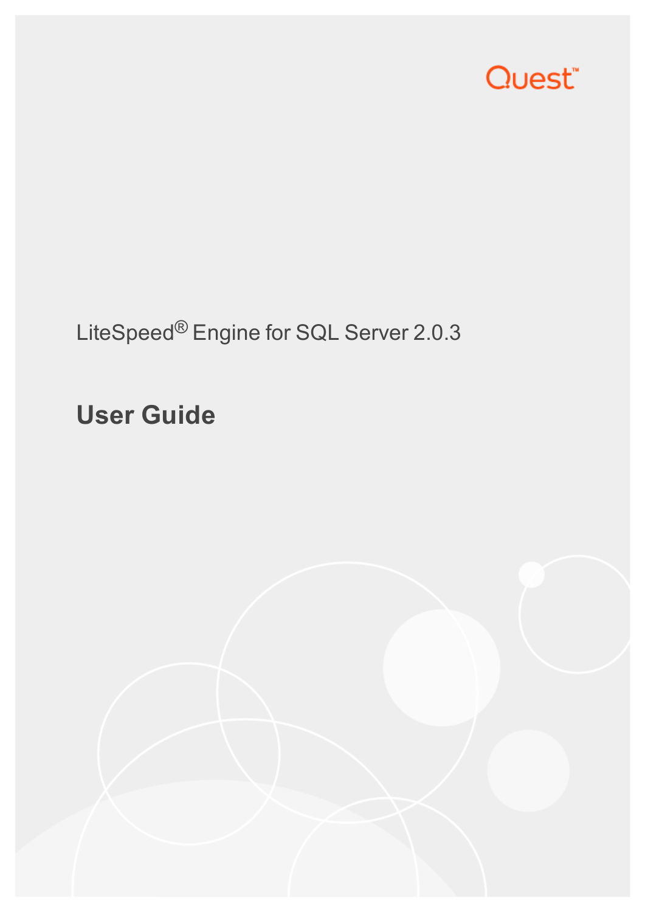Quest™

LiteSpeed® Engine for SQL Server 2.0.3

# User Guide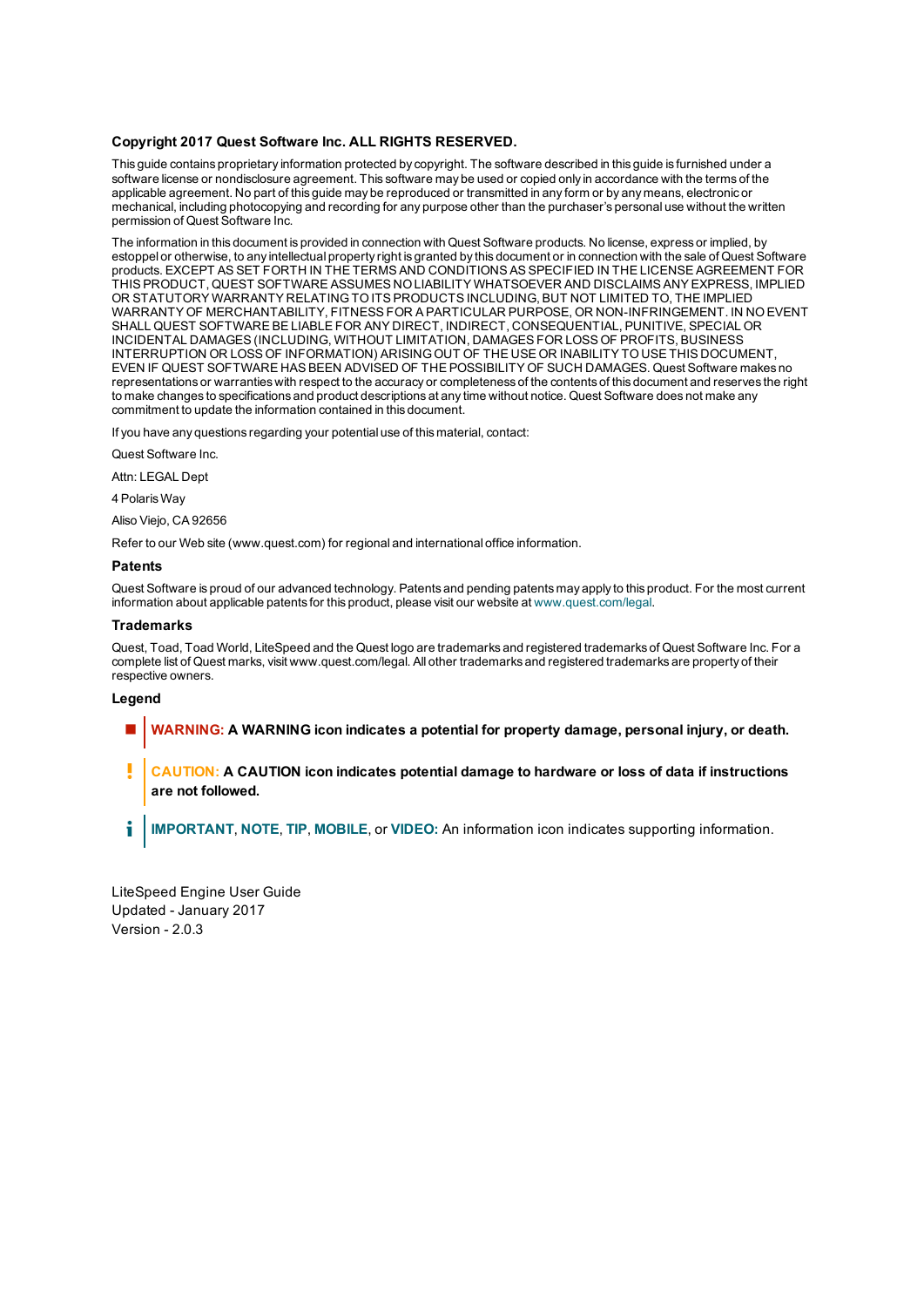**Copyright 2017 Quest Software Inc. ALL RIGHTS RESERVED.**

This guide contains proprietary information protected by copyright. The software described in this guide is furnished under a software license or nondisclosure agreement. This software may be used or copied only in accordance with the terms of the applicable agreement. No part of this guide may be reproduced or transmitted in any form or by any means, electronic or mechanical, including photocopying and recording for any purpose other than the purchaser's personal use without the written permission of Quest Software Inc.

The information in this document is provided in connection with Quest Software products. No license, express or implied, by estoppel or otherwise, to any intellectual property right is granted by this document or in connection with the sale of Quest Software products. EXCEPT AS SET FORTH IN THE TERMS AND CONDITIONS AS SPECIFIED IN THE LICENSE AGREEMENT FOR THIS PRODUCT, QUEST SOFTWARE ASSUMES NO LIABILITY WHATSOEVER AND DISCLAIMS ANY EXPRESS, IMPLIED OR STATUTORY WARRANTY RELATING TO ITS PRODUCTS INCLUDING, BUT NOT LIMITED TO, THE IMPLIED WARRANTY OF MERCHANTABILITY, FITNESS FOR A PARTICULAR PURPOSE, OR NON-INFRINGEMENT. IN NO EVENT SHALL QUEST SOFTWARE BE LIABLE FOR ANY DIRECT, INDIRECT, CONSEQUENTIAL, PUNITIVE, SPECIAL OR INCIDENTAL DAMAGES (INCLUDING, WITHOUT LIMITATION, DAMAGES FOR LOSS OF PROFITS, BUSINESS INTERRUPTION OR LOSS OF INFORMATION) ARISING OUT OF THE USE OR INABILITY TO USE THIS DOCUMENT, EVEN IF QUEST SOFTWARE HAS BEEN ADVISED OF THE POSSIBILITY OF SUCH DAMAGES. Quest Software makes no representations or warranties with respect to the accuracy or completeness of the contents of this document and reserves the right to make changes to specifications and product descriptions at any time without notice. Quest Software does not make any commitment to update the information contained in this document.

If you have any questions regarding your potential use of this material, contact:

Quest Software Inc.

Attn: LEGAL Dept

4 Polaris Way

Aliso Viejo, CA 92656

Refer to our Web site (www.quest.com) for regional and international office information.

### Patents

Quest Software is proud of our advanced technology. Patents and pending patents may apply to this product. For the most current information about applicable patents for this product, please visit our website at www.quest.com/legal.

### Trademarks

Quest, Toad, Toad World, LiteSpeed and the Quest logo are trademarks and registered trademarks of Quest Software Inc. For a complete list of Quest marks, visit www.quest.com/legal. All other trademarks and registered trademarks are property of their respective owners.

### Legend

**WARNING: A WARNING icon indicates a potential for property damage, personal injury, or death.**

**CAUTION: A CAUTION icon indicates potential damage to hardware or loss of data if instructions are not followed.**

**IMPORTANT**, **NOTE**, **TIP**, **MOBILE**, or **VIDEO:** An information icon indicates supporting information.

LiteSpeed Engine User Guide
Updated - January 2017
Version - 2.0.3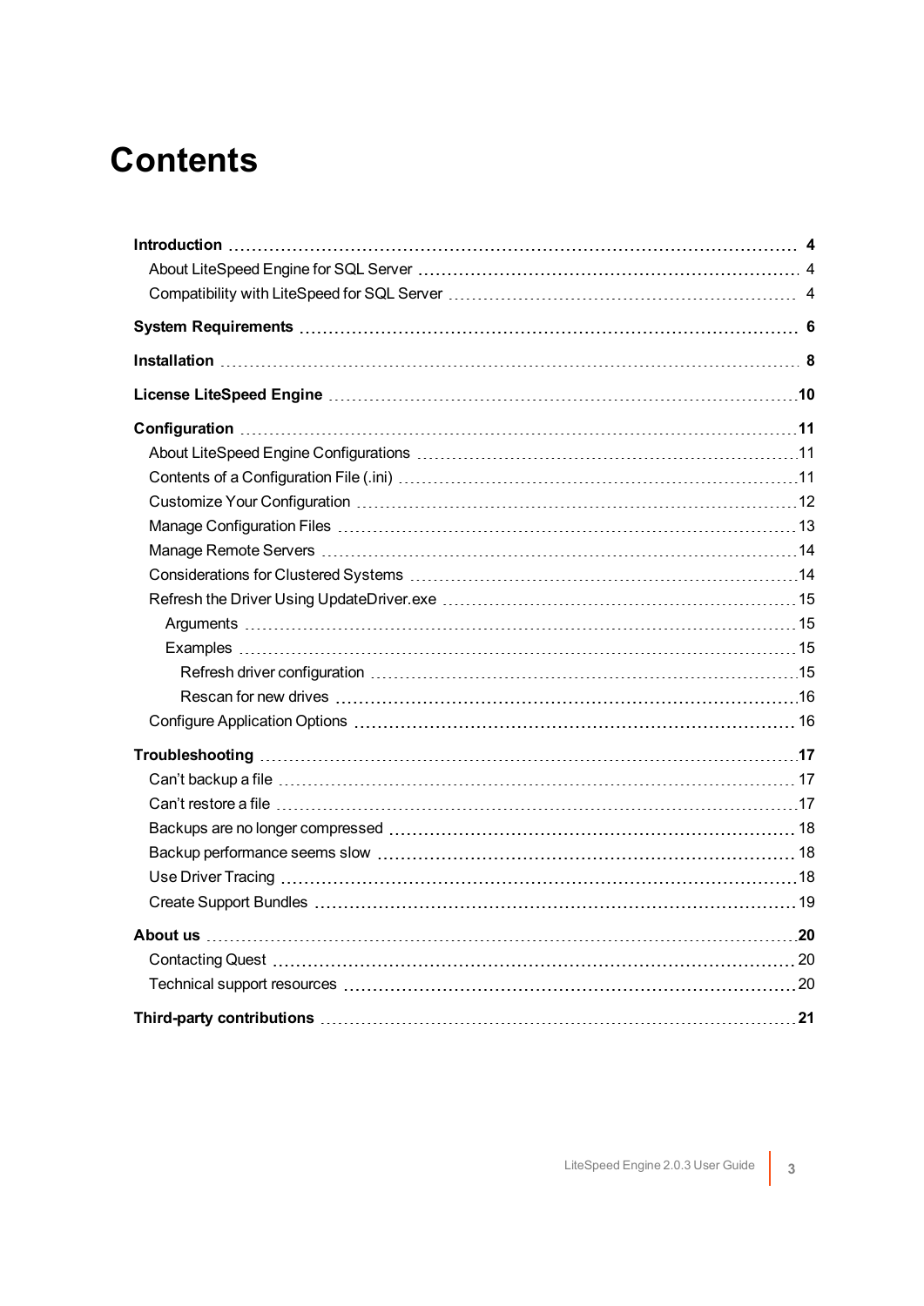# Contents

**Introduction** 4
- About LiteSpeed Engine for SQL Server 4
- Compatibility with LiteSpeed for SQL Server 4

**System Requirements** 6

**Installation** 8

**License LiteSpeed Engine** 10

**Configuration** 11
- About LiteSpeed Engine Configurations 11
- Contents of a Configuration File (.ini) 11
- Customize Your Configuration 12
- Manage Configuration Files 13
- Manage Remote Servers 14
- Considerations for Clustered Systems 14
- Refresh the Driver Using UpdateDriver.exe 15
  - Arguments 15
  - Examples 15
    - Refresh driver configuration 15
    - Rescan for new drives 16
- Configure Application Options 16

**Troubleshooting** 17
- Can't backup a file 17
- Can't restore a file 17
- Backups are no longer compressed 18
- Backup performance seems slow 18
- Use Driver Tracing 18
- Create Support Bundles 19

**About us** 20
- Contacting Quest 20
- Technical support resources 20

**Third-party contributions** 21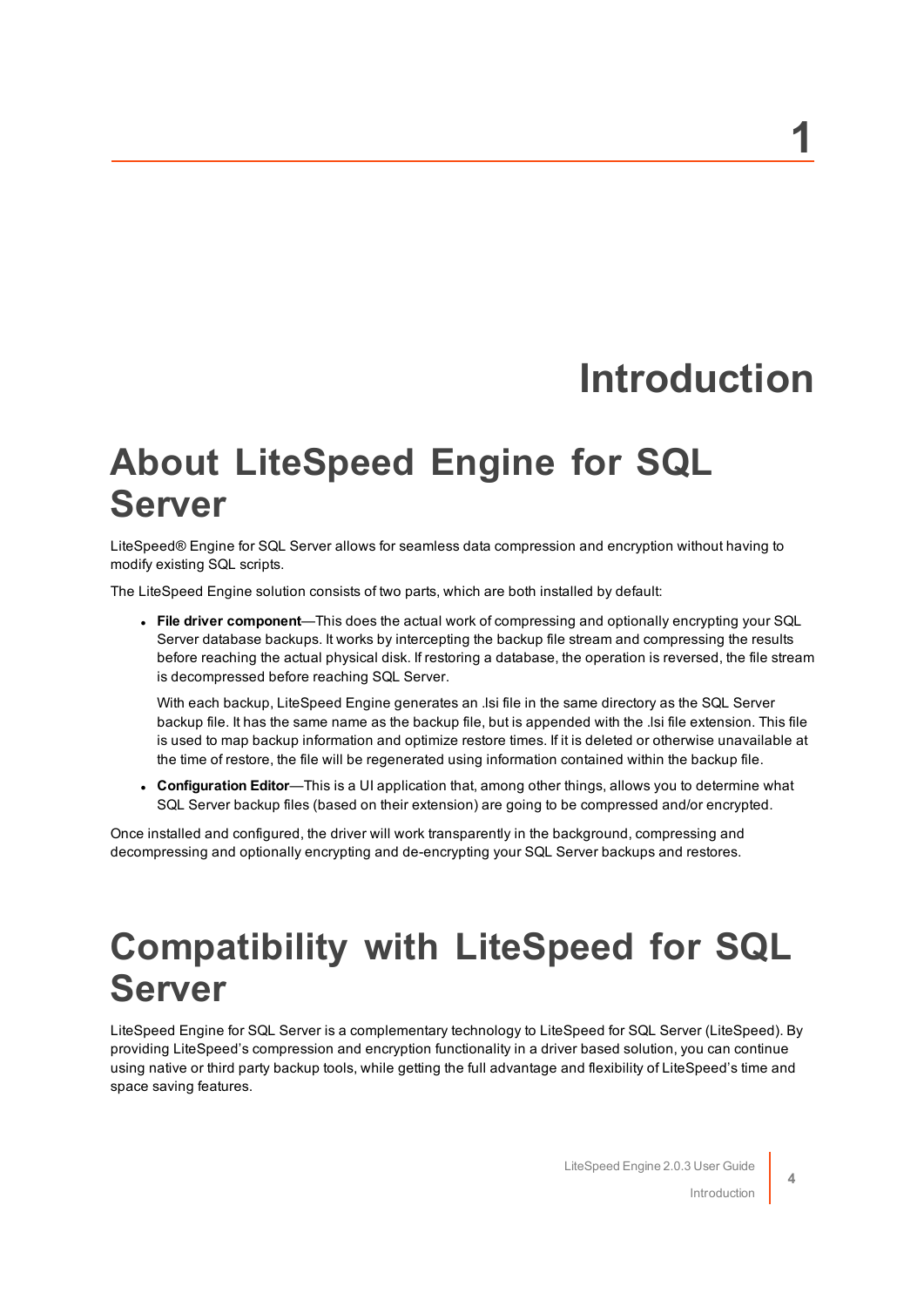# 1

# Introduction

## About LiteSpeed Engine for SQL Server

LiteSpeed® Engine for SQL Server allows for seamless data compression and encryption without having to modify existing SQL scripts.

The LiteSpeed Engine solution consists of two parts, which are both installed by default:

- **File driver component**—This does the actual work of compressing and optionally encrypting your SQL Server database backups. It works by intercepting the backup file stream and compressing the results before reaching the actual physical disk. If restoring a database, the operation is reversed, the file stream is decompressed before reaching SQL Server.

  With each backup, LiteSpeed Engine generates an .lsi file in the same directory as the SQL Server backup file. It has the same name as the backup file, but is appended with the .lsi file extension. This file is used to map backup information and optimize restore times. If it is deleted or otherwise unavailable at the time of restore, the file will be regenerated using information contained within the backup file.

- **Configuration Editor**—This is a UI application that, among other things, allows you to determine what SQL Server backup files (based on their extension) are going to be compressed and/or encrypted.

Once installed and configured, the driver will work transparently in the background, compressing and decompressing and optionally encrypting and de-encrypting your SQL Server backups and restores.

## Compatibility with LiteSpeed for SQL Server

LiteSpeed Engine for SQL Server is a complementary technology to LiteSpeed for SQL Server (LiteSpeed). By providing LiteSpeed's compression and encryption functionality in a driver based solution, you can continue using native or third party backup tools, while getting the full advantage and flexibility of LiteSpeed's time and space saving features.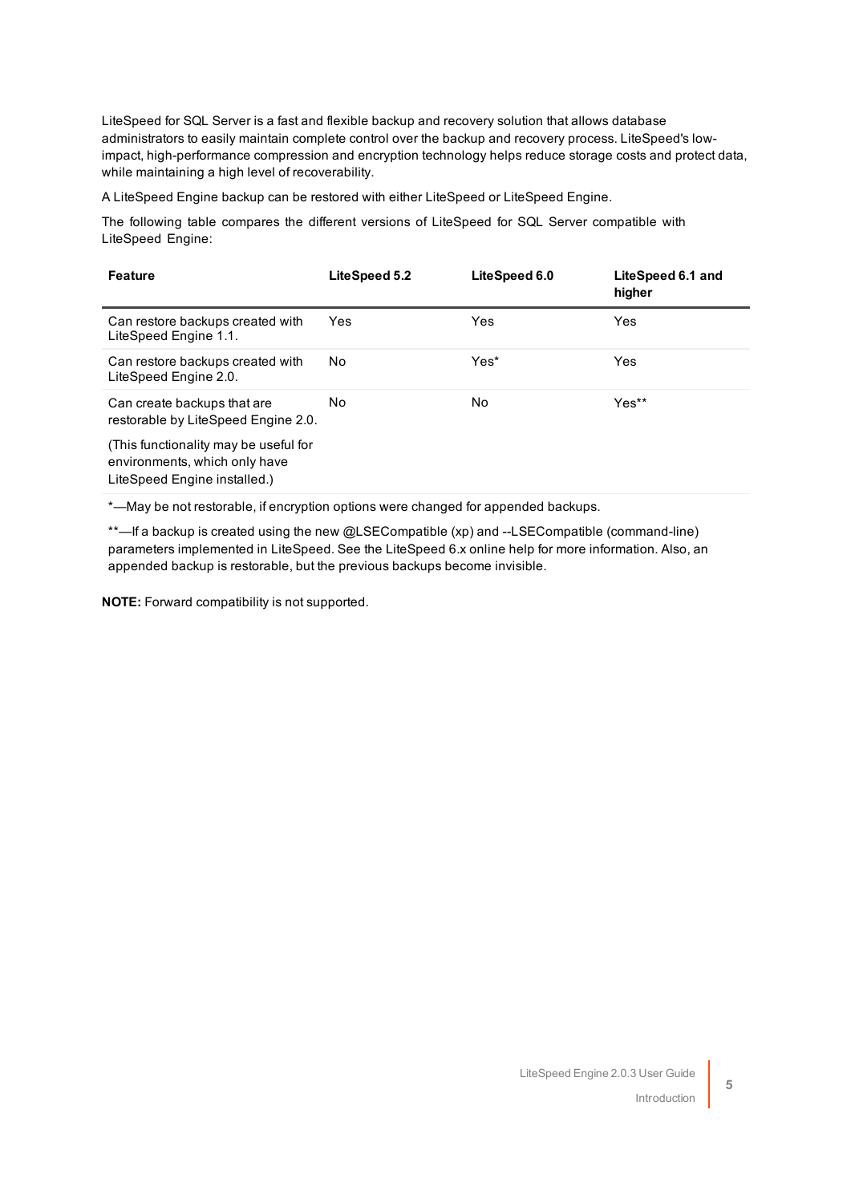LiteSpeed for SQL Server is a fast and flexible backup and recovery solution that allows database administrators to easily maintain complete control over the backup and recovery process. LiteSpeed's low-impact, high-performance compression and encryption technology helps reduce storage costs and protect data, while maintaining a high level of recoverability.

A LiteSpeed Engine backup can be restored with either LiteSpeed or LiteSpeed Engine.

The following table compares the different versions of LiteSpeed for SQL Server compatible with LiteSpeed Engine:

| Feature | LiteSpeed 5.2 | LiteSpeed 6.0 | LiteSpeed 6.1 and higher |
|---|---|---|---|
| Can restore backups created with LiteSpeed Engine 1.1. | Yes | Yes | Yes |
| Can restore backups created with LiteSpeed Engine 2.0. | No | Yes* | Yes |
| Can create backups that are restorable by LiteSpeed Engine 2.0. (This functionality may be useful for environments, which only have LiteSpeed Engine installed.) | No | No | Yes** |

*—May be not restorable, if encryption options were changed for appended backups.

**—If a backup is created using the new @LSECompatible (xp) and --LSECompatible (command-line) parameters implemented in LiteSpeed. See the LiteSpeed 6.x online help for more information. Also, an appended backup is restorable, but the previous backups become invisible.

**NOTE:** Forward compatibility is not supported.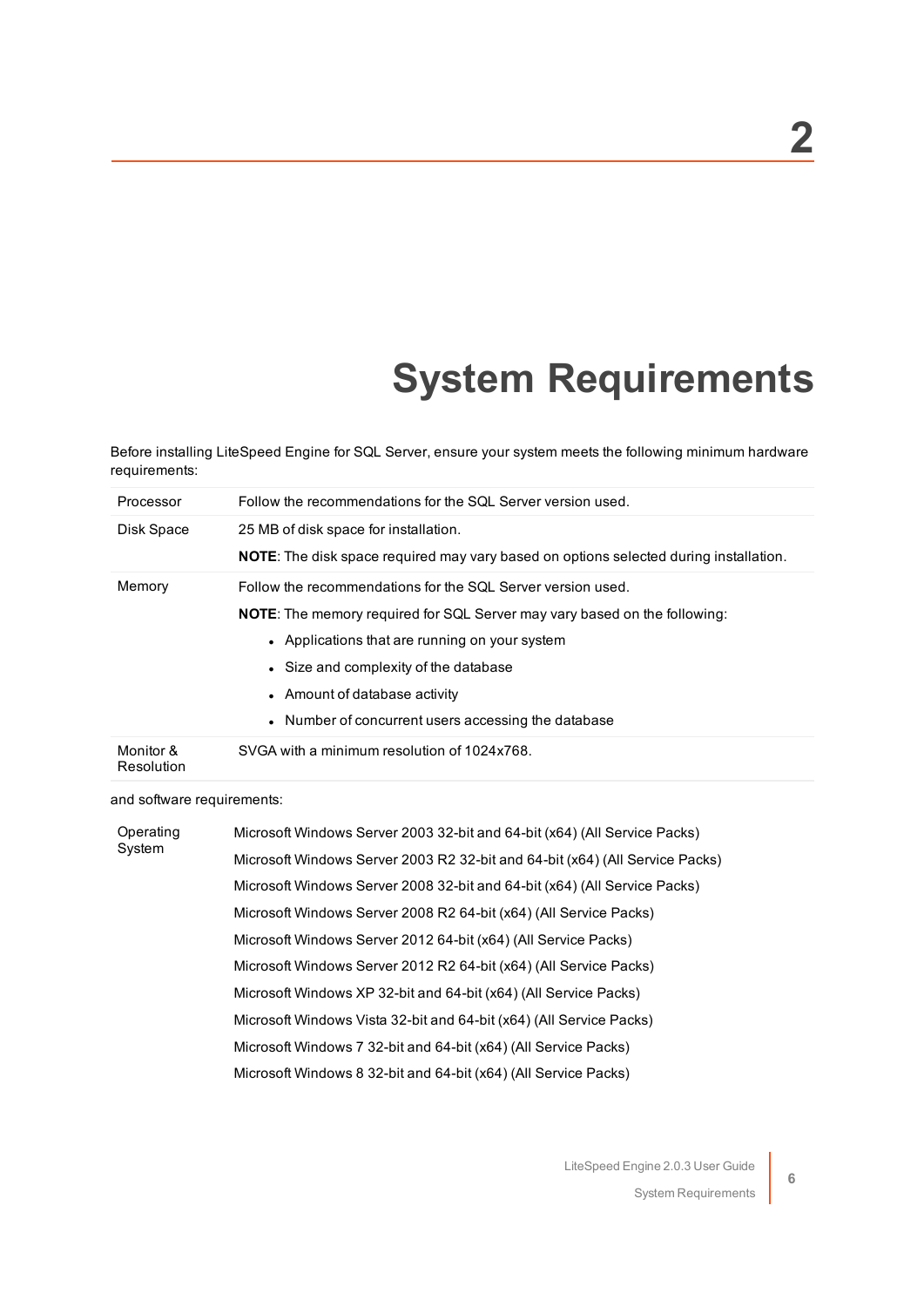# 2

# System Requirements

Before installing LiteSpeed Engine for SQL Server, ensure your system meets the following minimum hardware requirements:

| | |
|---|---|
| Processor | Follow the recommendations for the SQL Server version used. |
| Disk Space | 25 MB of disk space for installation.<br>**NOTE**: The disk space required may vary based on options selected during installation. |
| Memory | Follow the recommendations for the SQL Server version used.<br>**NOTE**: The memory required for SQL Server may vary based on the following:<br>• Applications that are running on your system<br>• Size and complexity of the database<br>• Amount of database activity<br>• Number of concurrent users accessing the database |
| Monitor & Resolution | SVGA with a minimum resolution of 1024x768. |

and software requirements:

| | |
|---|---|
| Operating System | Microsoft Windows Server 2003 32-bit and 64-bit (x64) (All Service Packs)<br>Microsoft Windows Server 2003 R2 32-bit and 64-bit (x64) (All Service Packs)<br>Microsoft Windows Server 2008 32-bit and 64-bit (x64) (All Service Packs)<br>Microsoft Windows Server 2008 R2 64-bit (x64) (All Service Packs)<br>Microsoft Windows Server 2012 64-bit (x64) (All Service Packs)<br>Microsoft Windows Server 2012 R2 64-bit (x64) (All Service Packs)<br>Microsoft Windows XP 32-bit and 64-bit (x64) (All Service Packs)<br>Microsoft Windows Vista 32-bit and 64-bit (x64) (All Service Packs)<br>Microsoft Windows 7 32-bit and 64-bit (x64) (All Service Packs)<br>Microsoft Windows 8 32-bit and 64-bit (x64) (All Service Packs) |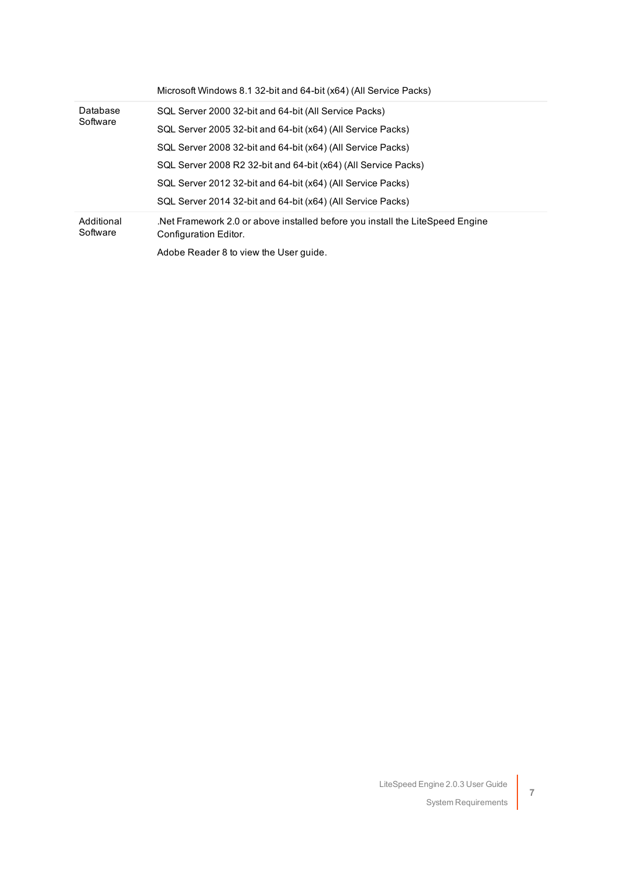| | |
|---|---|
| | Microsoft Windows 8.1 32-bit and 64-bit (x64) (All Service Packs) |
| Database Software | SQL Server 2000 32-bit and 64-bit (All Service Packs)<br>SQL Server 2005 32-bit and 64-bit (x64) (All Service Packs)<br>SQL Server 2008 32-bit and 64-bit (x64) (All Service Packs)<br>SQL Server 2008 R2 32-bit and 64-bit (x64) (All Service Packs)<br>SQL Server 2012 32-bit and 64-bit (x64) (All Service Packs)<br>SQL Server 2014 32-bit and 64-bit (x64) (All Service Packs) |
| Additional Software | .Net Framework 2.0 or above installed before you install the LiteSpeed Engine Configuration Editor.<br>Adobe Reader 8 to view the User guide. |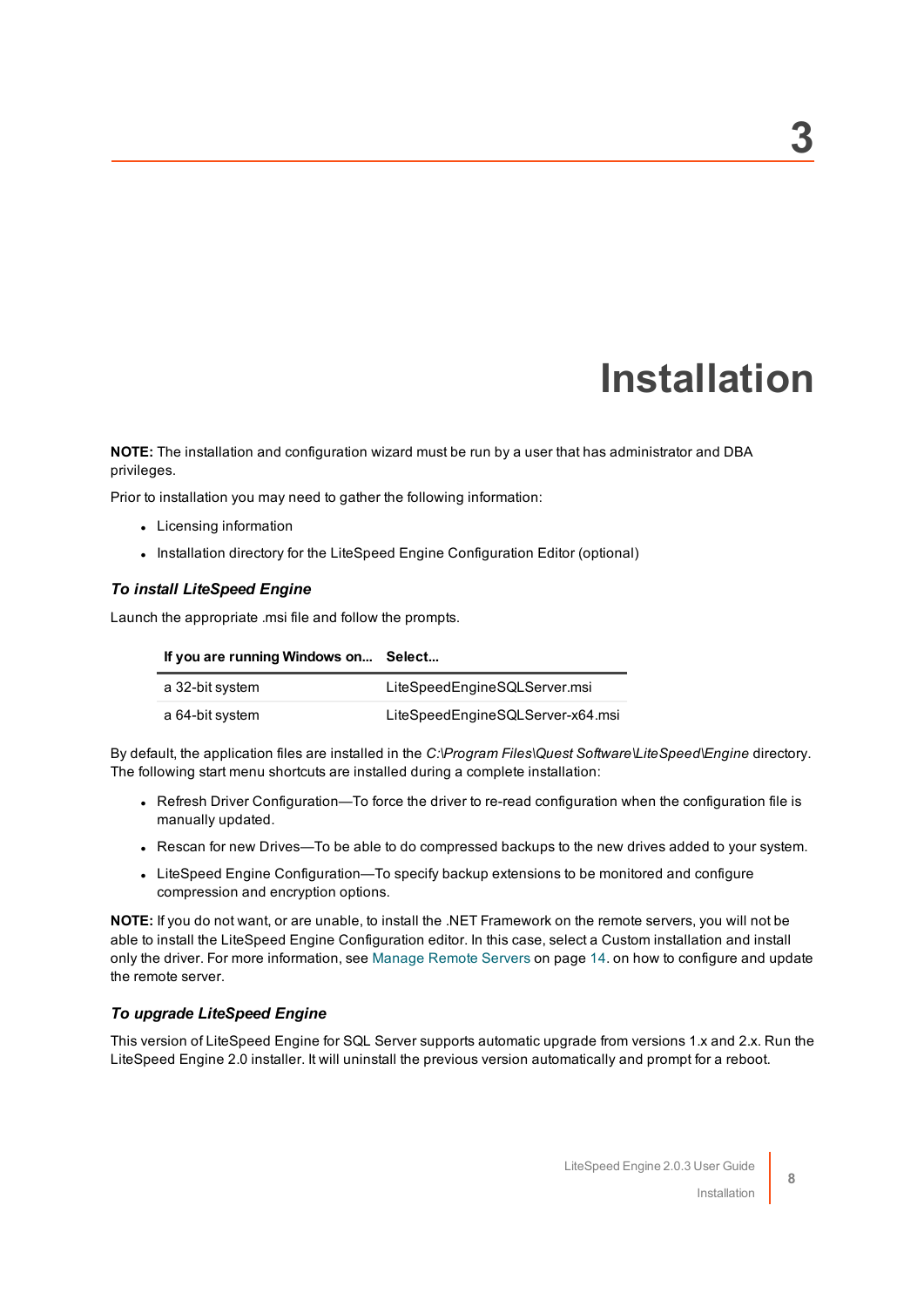# 3 Installation

**NOTE:** The installation and configuration wizard must be run by a user that has administrator and DBA privileges.

Prior to installation you may need to gather the following information:

- Licensing information
- Installation directory for the LiteSpeed Engine Configuration Editor (optional)

### *To install LiteSpeed Engine*

Launch the appropriate .msi file and follow the prompts.

| If you are running Windows on... | Select... |
|---|---|
| a 32-bit system | LiteSpeedEngineSQLServer.msi |
| a 64-bit system | LiteSpeedEngineSQLServer-x64.msi |

By default, the application files are installed in the *C:\Program Files\Quest Software\LiteSpeed\Engine* directory. The following start menu shortcuts are installed during a complete installation:

- Refresh Driver Configuration—To force the driver to re-read configuration when the configuration file is manually updated.
- Rescan for new Drives—To be able to do compressed backups to the new drives added to your system.
- LiteSpeed Engine Configuration—To specify backup extensions to be monitored and configure compression and encryption options.

**NOTE:** If you do not want, or are unable, to install the .NET Framework on the remote servers, you will not be able to install the LiteSpeed Engine Configuration editor. In this case, select a Custom installation and install only the driver. For more information, see Manage Remote Servers on page 14. on how to configure and update the remote server.

### *To upgrade LiteSpeed Engine*

This version of LiteSpeed Engine for SQL Server supports automatic upgrade from versions 1.x and 2.x. Run the LiteSpeed Engine 2.0 installer. It will uninstall the previous version automatically and prompt for a reboot.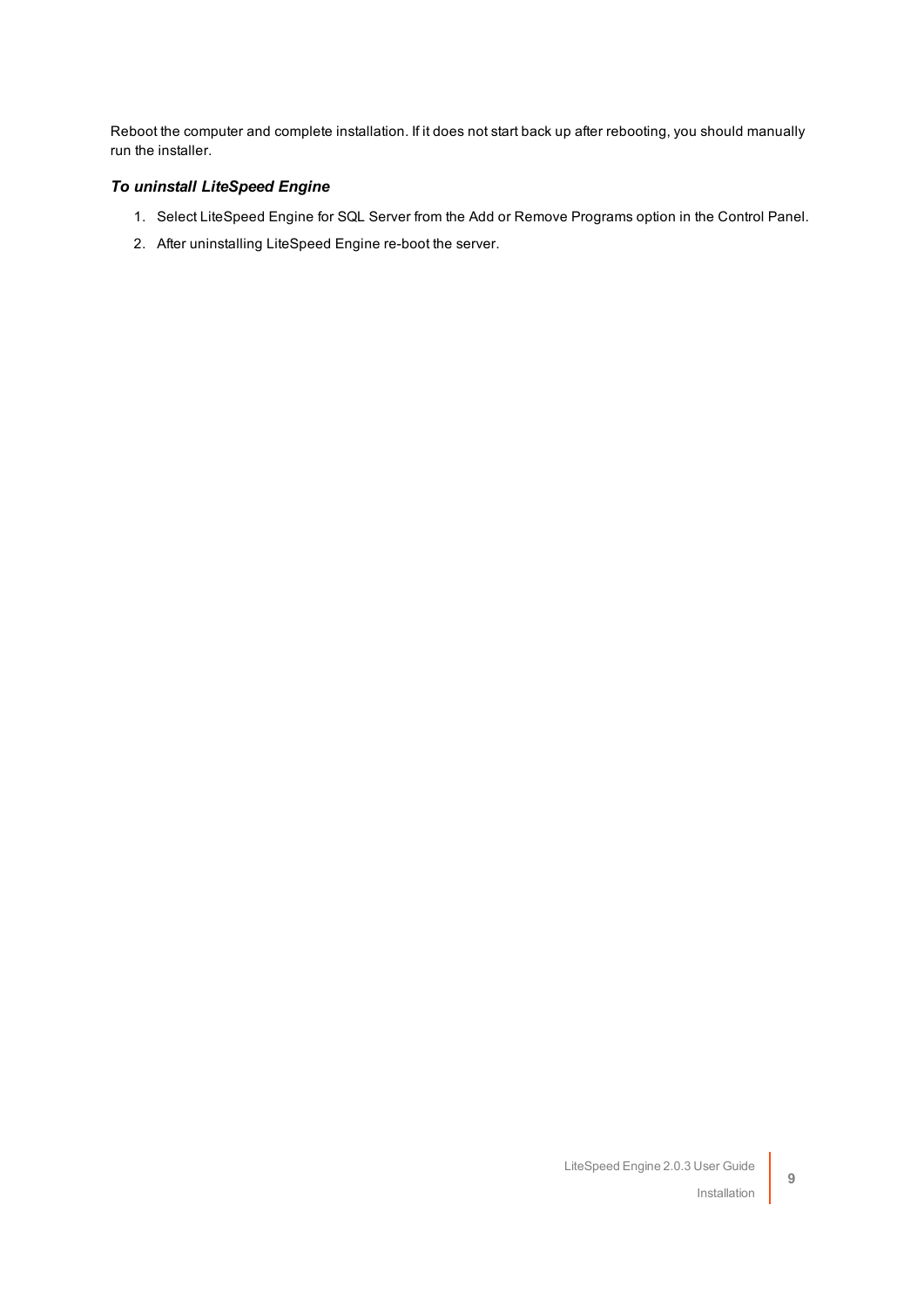Reboot the computer and complete installation. If it does not start back up after rebooting, you should manually run the installer.

***To uninstall LiteSpeed Engine***

1. Select LiteSpeed Engine for SQL Server from the Add or Remove Programs option in the Control Panel.
2. After uninstalling LiteSpeed Engine re-boot the server.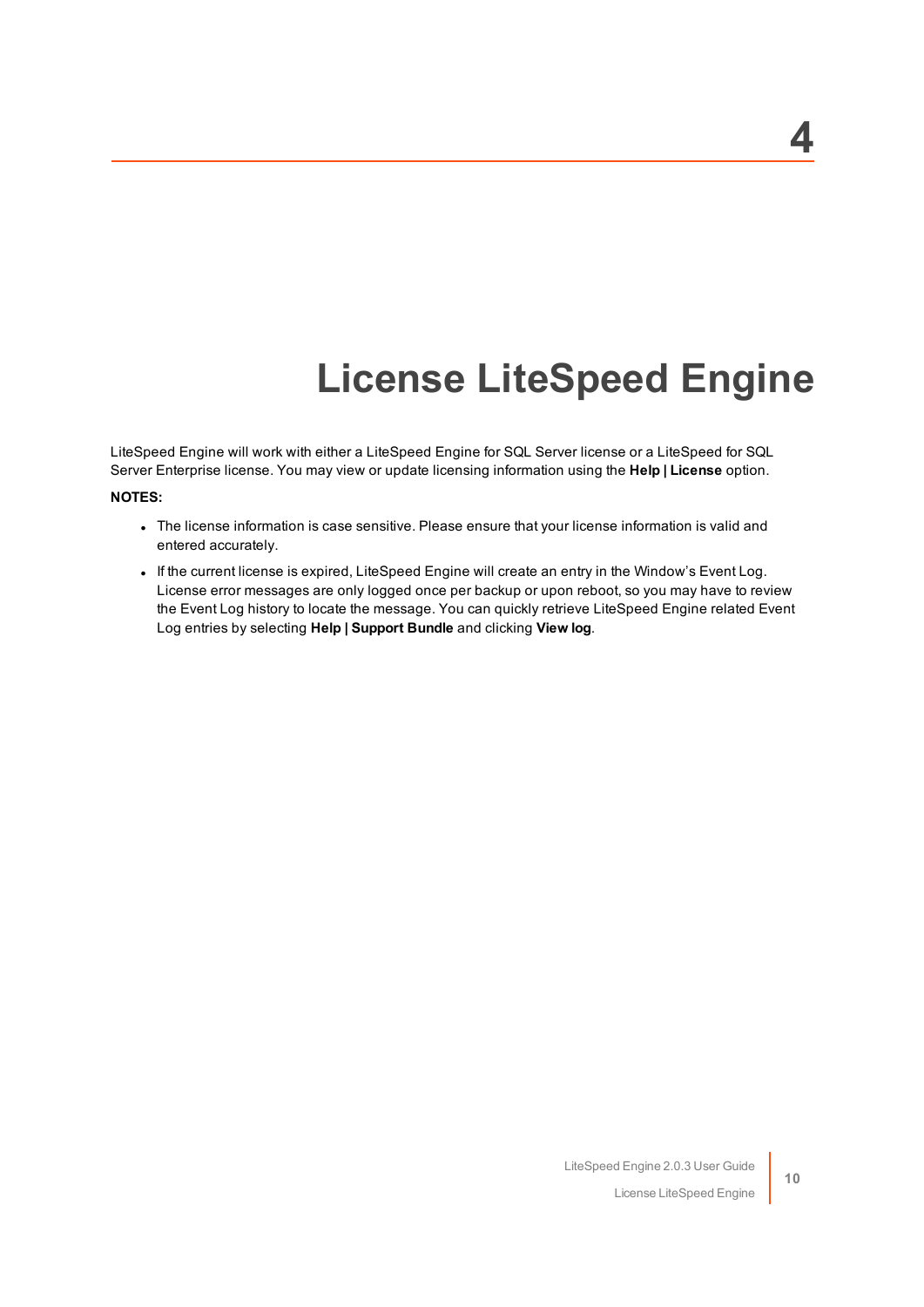# 4 License LiteSpeed Engine

LiteSpeed Engine will work with either a LiteSpeed Engine for SQL Server license or a LiteSpeed for SQL Server Enterprise license. You may view or update licensing information using the **Help | License** option.

**NOTES:**

- The license information is case sensitive. Please ensure that your license information is valid and entered accurately.
- If the current license is expired, LiteSpeed Engine will create an entry in the Window's Event Log. License error messages are only logged once per backup or upon reboot, so you may have to review the Event Log history to locate the message. You can quickly retrieve LiteSpeed Engine related Event Log entries by selecting **Help | Support Bundle** and clicking **View log**.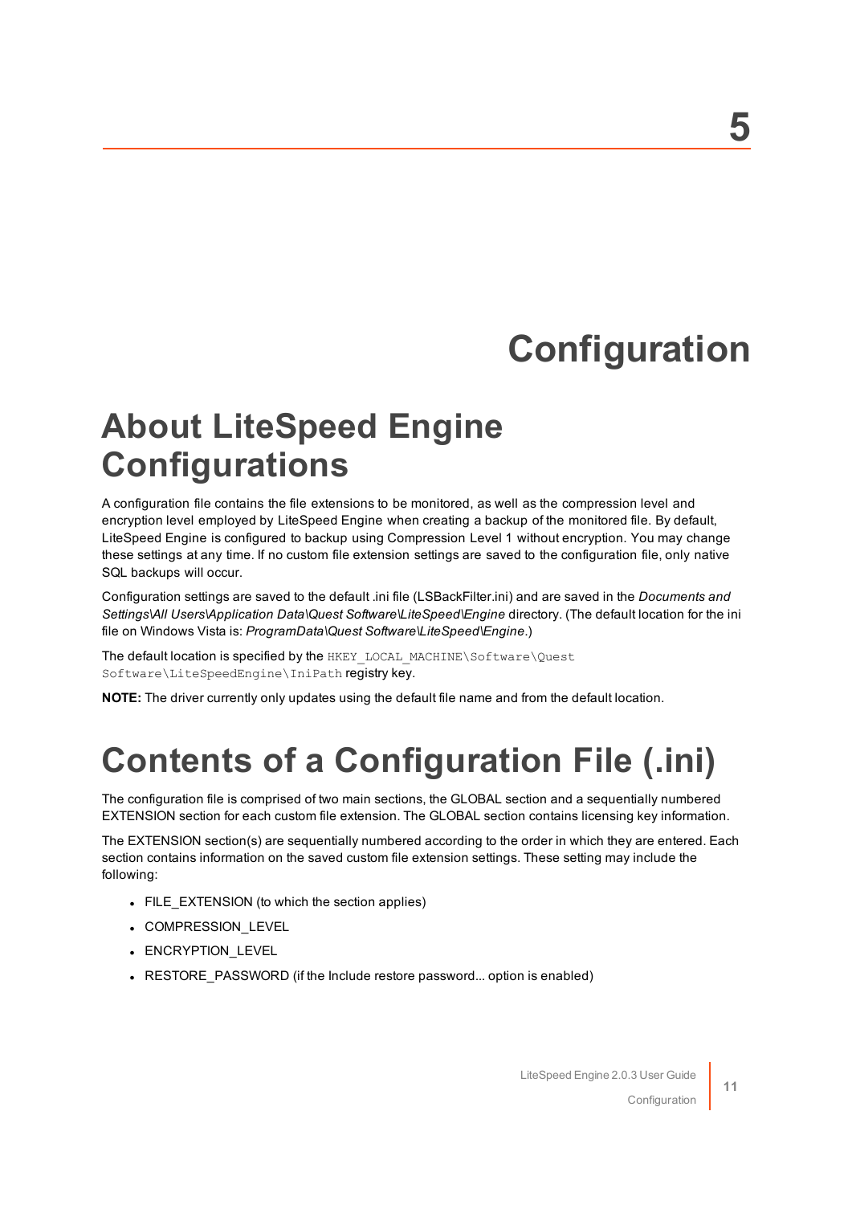# 5

# Configuration

## About LiteSpeed Engine Configurations

A configuration file contains the file extensions to be monitored, as well as the compression level and encryption level employed by LiteSpeed Engine when creating a backup of the monitored file. By default, LiteSpeed Engine is configured to backup using Compression Level 1 without encryption. You may change these settings at any time. If no custom file extension settings are saved to the configuration file, only native SQL backups will occur.

Configuration settings are saved to the default .ini file (LSBackFilter.ini) and are saved in the *Documents and Settings\All Users\Application Data\Quest Software\LiteSpeed\Engine* directory. (The default location for the ini file on Windows Vista is: *ProgramData\Quest Software\LiteSpeed\Engine*.)

The default location is specified by the `HKEY_LOCAL_MACHINE\Software\Quest Software\LiteSpeedEngine\IniPath` registry key.

**NOTE:** The driver currently only updates using the default file name and from the default location.

## Contents of a Configuration File (.ini)

The configuration file is comprised of two main sections, the GLOBAL section and a sequentially numbered EXTENSION section for each custom file extension. The GLOBAL section contains licensing key information.

The EXTENSION section(s) are sequentially numbered according to the order in which they are entered. Each section contains information on the saved custom file extension settings. These setting may include the following:

- FILE_EXTENSION (to which the section applies)
- COMPRESSION_LEVEL
- ENCRYPTION_LEVEL
- RESTORE_PASSWORD (if the Include restore password... option is enabled)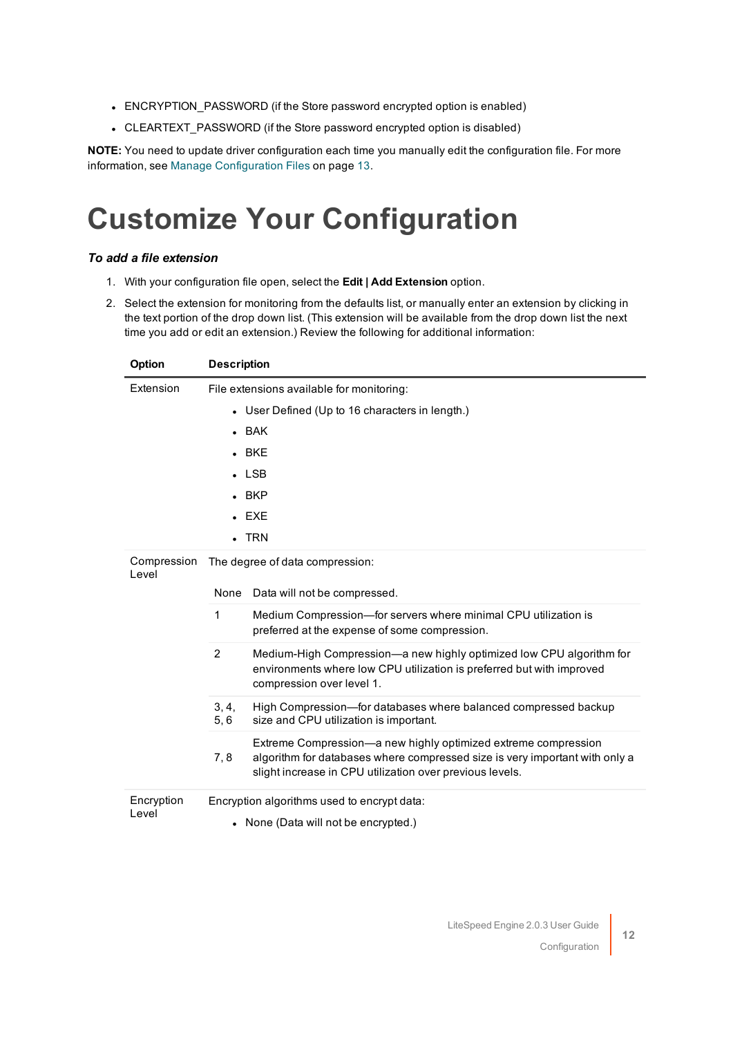- ENCRYPTION_PASSWORD (if the Store password encrypted option is enabled)
- CLEARTEXT_PASSWORD (if the Store password encrypted option is disabled)

**NOTE:** You need to update driver configuration each time you manually edit the configuration file. For more information, see Manage Configuration Files on page 13.

# Customize Your Configuration

***To add a file extension***

1. With your configuration file open, select the **Edit | Add Extension** option.
2. Select the extension for monitoring from the defaults list, or manually enter an extension by clicking in the text portion of the drop down list. (This extension will be available from the drop down list the next time you add or edit an extension.) Review the following for additional information:

| Option | Description |
|---|---|
| Extension | File extensions available for monitoring:<br>• User Defined (Up to 16 characters in length.)<br>• BAK<br>• BKE<br>• LSB<br>• BKP<br>• EXE<br>• TRN |
| Compression Level | The degree of data compression:<br>None — Data will not be compressed.<br>1 — Medium Compression—for servers where minimal CPU utilization is preferred at the expense of some compression.<br>2 — Medium-High Compression—a new highly optimized low CPU algorithm for environments where low CPU utilization is preferred but with improved compression over level 1.<br>3, 4, 5, 6 — High Compression—for databases where balanced compressed backup size and CPU utilization is important.<br>7, 8 — Extreme Compression—a new highly optimized extreme compression algorithm for databases where compressed size is very important with only a slight increase in CPU utilization over previous levels. |
| Encryption Level | Encryption algorithms used to encrypt data:<br>• None (Data will not be encrypted.) |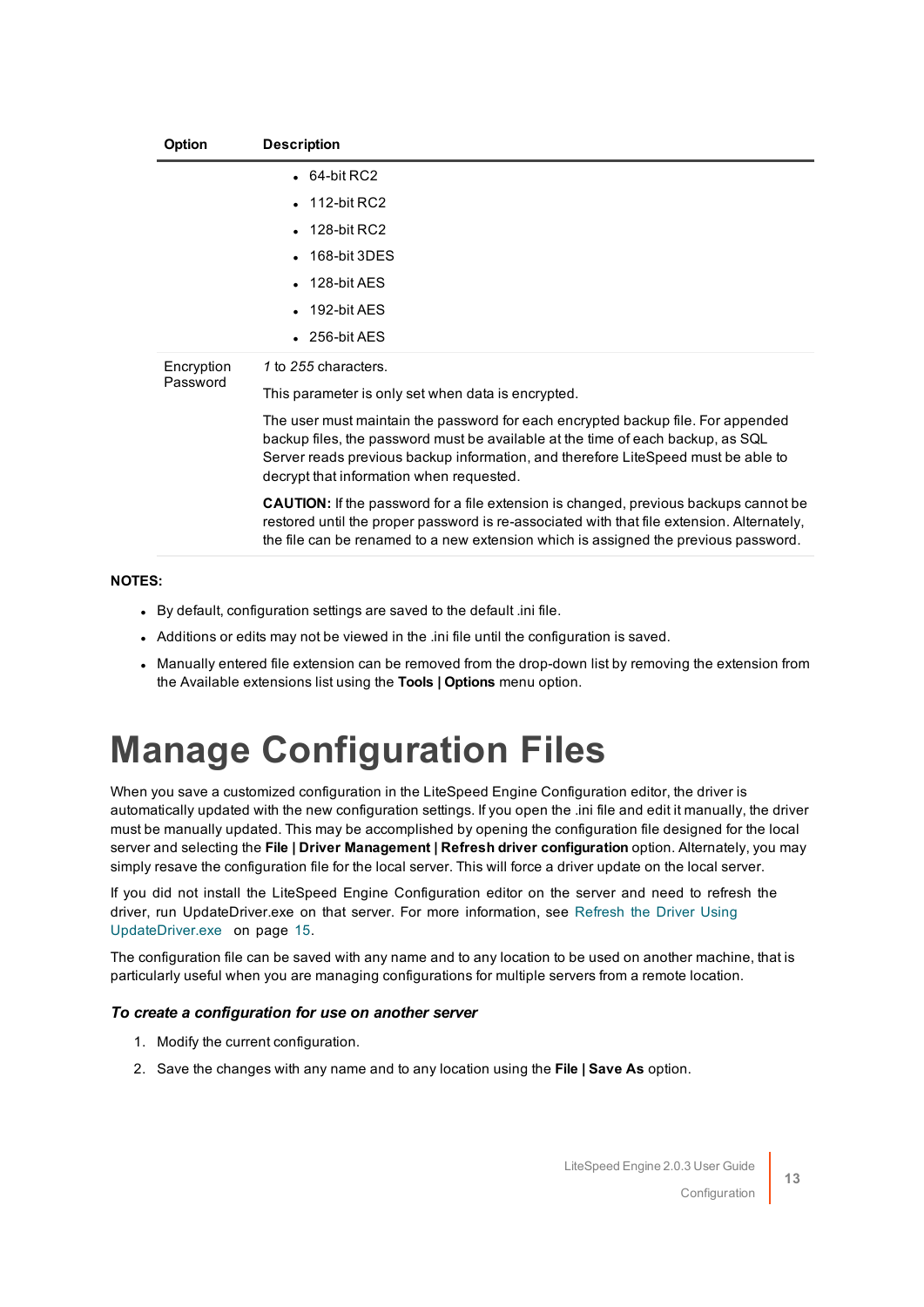| Option | Description |
|---|---|
| | • 64-bit RC2<br>• 112-bit RC2<br>• 128-bit RC2<br>• 168-bit 3DES<br>• 128-bit AES<br>• 192-bit AES<br>• 256-bit AES |
| Encryption Password | *1* to *255* characters.<br><br>This parameter is only set when data is encrypted.<br><br>The user must maintain the password for each encrypted backup file. For appended backup files, the password must be available at the time of each backup, as SQL Server reads previous backup information, and therefore LiteSpeed must be able to decrypt that information when requested.<br><br>**CAUTION:** If the password for a file extension is changed, previous backups cannot be restored until the proper password is re-associated with that file extension. Alternately, the file can be renamed to a new extension which is assigned the previous password. |

**NOTES:**

- By default, configuration settings are saved to the default .ini file.
- Additions or edits may not be viewed in the .ini file until the configuration is saved.
- Manually entered file extension can be removed from the drop-down list by removing the extension from the Available extensions list using the **Tools | Options** menu option.

# Manage Configuration Files

When you save a customized configuration in the LiteSpeed Engine Configuration editor, the driver is automatically updated with the new configuration settings. If you open the .ini file and edit it manually, the driver must be manually updated. This may be accomplished by opening the configuration file designed for the local server and selecting the **File | Driver Management | Refresh driver configuration** option. Alternately, you may simply resave the configuration file for the local server. This will force a driver update on the local server.

If you did not install the LiteSpeed Engine Configuration editor on the server and need to refresh the driver, run UpdateDriver.exe on that server. For more information, see Refresh the Driver Using UpdateDriver.exe on page 15.

The configuration file can be saved with any name and to any location to be used on another machine, that is particularly useful when you are managing configurations for multiple servers from a remote location.

### *To create a configuration for use on another server*

1. Modify the current configuration.
2. Save the changes with any name and to any location using the **File | Save As** option.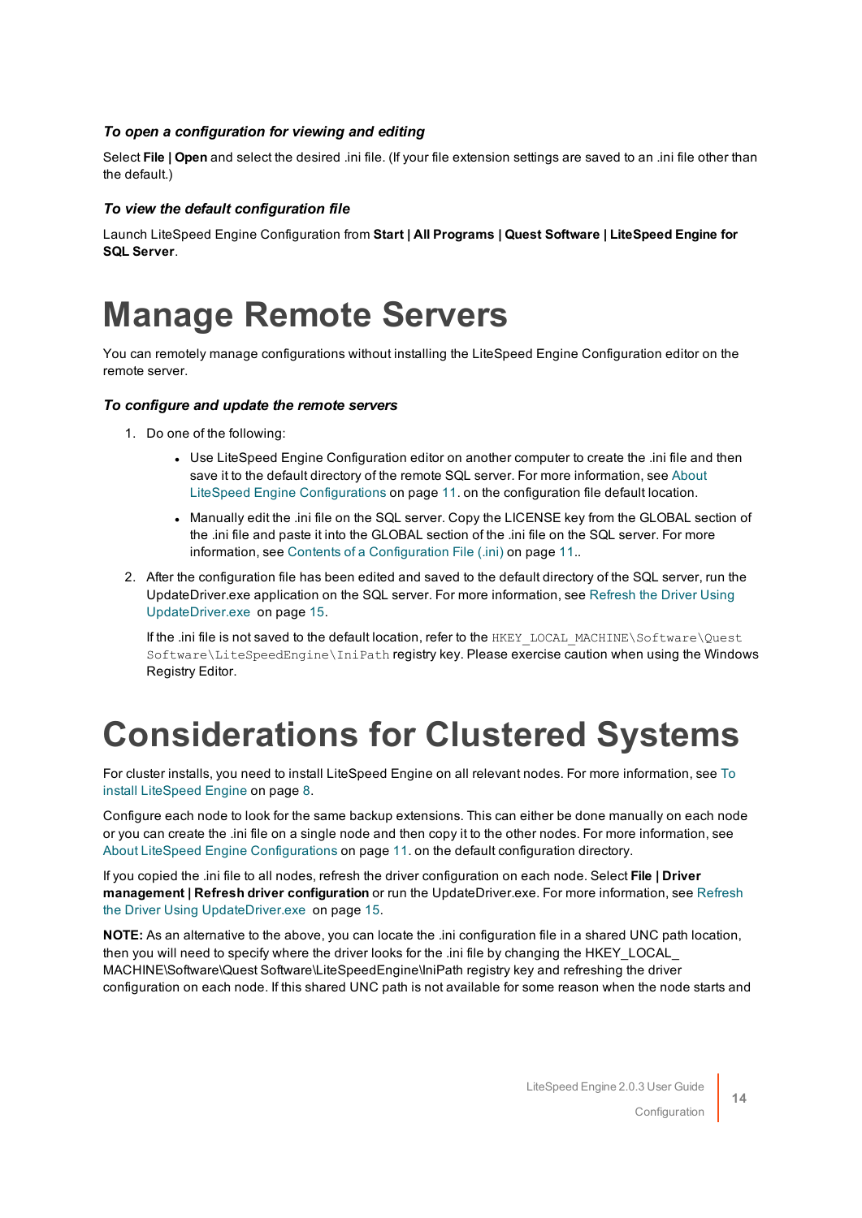***To open a configuration for viewing and editing***

Select **File | Open** and select the desired .ini file. (If your file extension settings are saved to an .ini file other than the default.)

***To view the default configuration file***

Launch LiteSpeed Engine Configuration from **Start | All Programs | Quest Software | LiteSpeed Engine for SQL Server**.

# Manage Remote Servers

You can remotely manage configurations without installing the LiteSpeed Engine Configuration editor on the remote server.

***To configure and update the remote servers***

1. Do one of the following:
   - Use LiteSpeed Engine Configuration editor on another computer to create the .ini file and then save it to the default directory of the remote SQL server. For more information, see About LiteSpeed Engine Configurations on page 11. on the configuration file default location.
   - Manually edit the .ini file on the SQL server. Copy the LICENSE key from the GLOBAL section of the .ini file and paste it into the GLOBAL section of the .ini file on the SQL server. For more information, see Contents of a Configuration File (.ini) on page 11..
2. After the configuration file has been edited and saved to the default directory of the SQL server, run the UpdateDriver.exe application on the SQL server. For more information, see Refresh the Driver Using UpdateDriver.exe on page 15.

   If the .ini file is not saved to the default location, refer to the `HKEY_LOCAL_MACHINE\Software\Quest Software\LiteSpeedEngine\IniPath` registry key. Please exercise caution when using the Windows Registry Editor.

# Considerations for Clustered Systems

For cluster installs, you need to install LiteSpeed Engine on all relevant nodes. For more information, see To install LiteSpeed Engine on page 8.

Configure each node to look for the same backup extensions. This can either be done manually on each node or you can create the .ini file on a single node and then copy it to the other nodes. For more information, see About LiteSpeed Engine Configurations on page 11. on the default configuration directory.

If you copied the .ini file to all nodes, refresh the driver configuration on each node. Select **File | Driver management | Refresh driver configuration** or run the UpdateDriver.exe. For more information, see Refresh the Driver Using UpdateDriver.exe on page 15.

**NOTE:** As an alternative to the above, you can locate the .ini configuration file in a shared UNC path location, then you will need to specify where the driver looks for the .ini file by changing the HKEY_LOCAL_MACHINE\Software\Quest Software\LiteSpeedEngine\IniPath registry key and refreshing the driver configuration on each node. If this shared UNC path is not available for some reason when the node starts and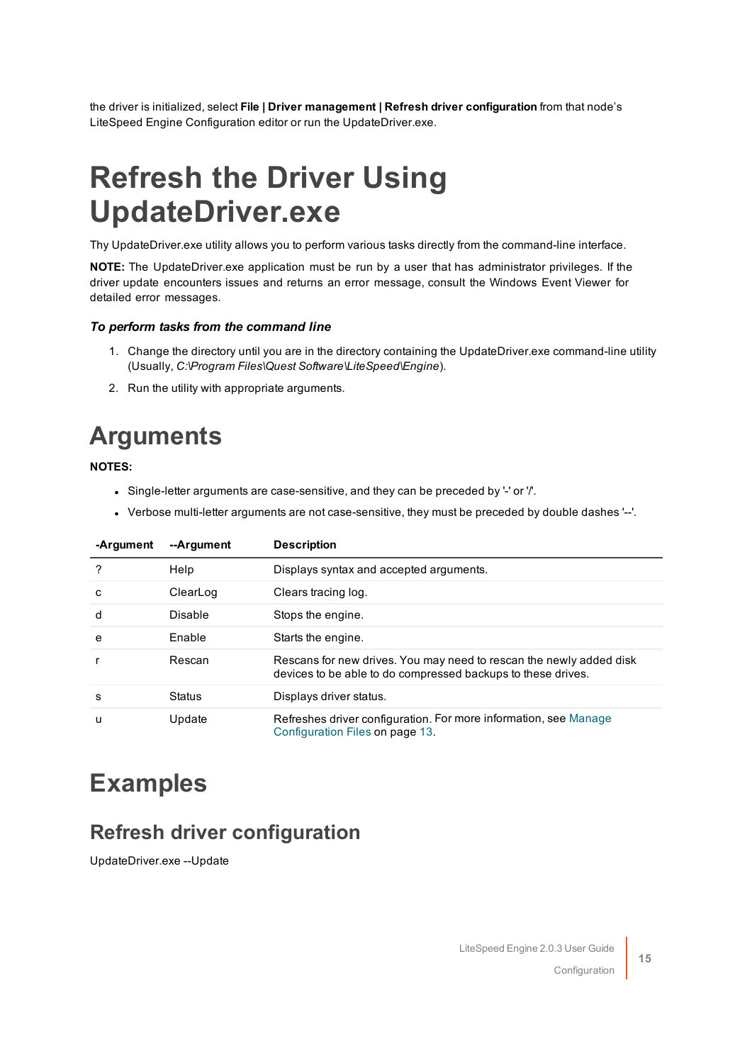the driver is initialized, select **File | Driver management | Refresh driver configuration** from that node's LiteSpeed Engine Configuration editor or run the UpdateDriver.exe.

# Refresh the Driver Using UpdateDriver.exe

Thy UpdateDriver.exe utility allows you to perform various tasks directly from the command-line interface.

**NOTE:** The UpdateDriver.exe application must be run by a user that has administrator privileges. If the driver update encounters issues and returns an error message, consult the Windows Event Viewer for detailed error messages.

***To perform tasks from the command line***

1. Change the directory until you are in the directory containing the UpdateDriver.exe command-line utility (Usually, *C:\Program Files\Quest Software\LiteSpeed\Engine*).
2. Run the utility with appropriate arguments.

## Arguments

**NOTES:**

- Single-letter arguments are case-sensitive, and they can be preceded by '-' or '/'.
- Verbose multi-letter arguments are not case-sensitive, they must be preceded by double dashes '--'.

| -Argument | --Argument | Description |
|---|---|---|
| ? | Help | Displays syntax and accepted arguments. |
| c | ClearLog | Clears tracing log. |
| d | Disable | Stops the engine. |
| e | Enable | Starts the engine. |
| r | Rescan | Rescans for new drives. You may need to rescan the newly added disk devices to be able to do compressed backups to these drives. |
| s | Status | Displays driver status. |
| u | Update | Refreshes driver configuration. For more information, see Manage Configuration Files on page 13. |

# Examples

## Refresh driver configuration

UpdateDriver.exe --Update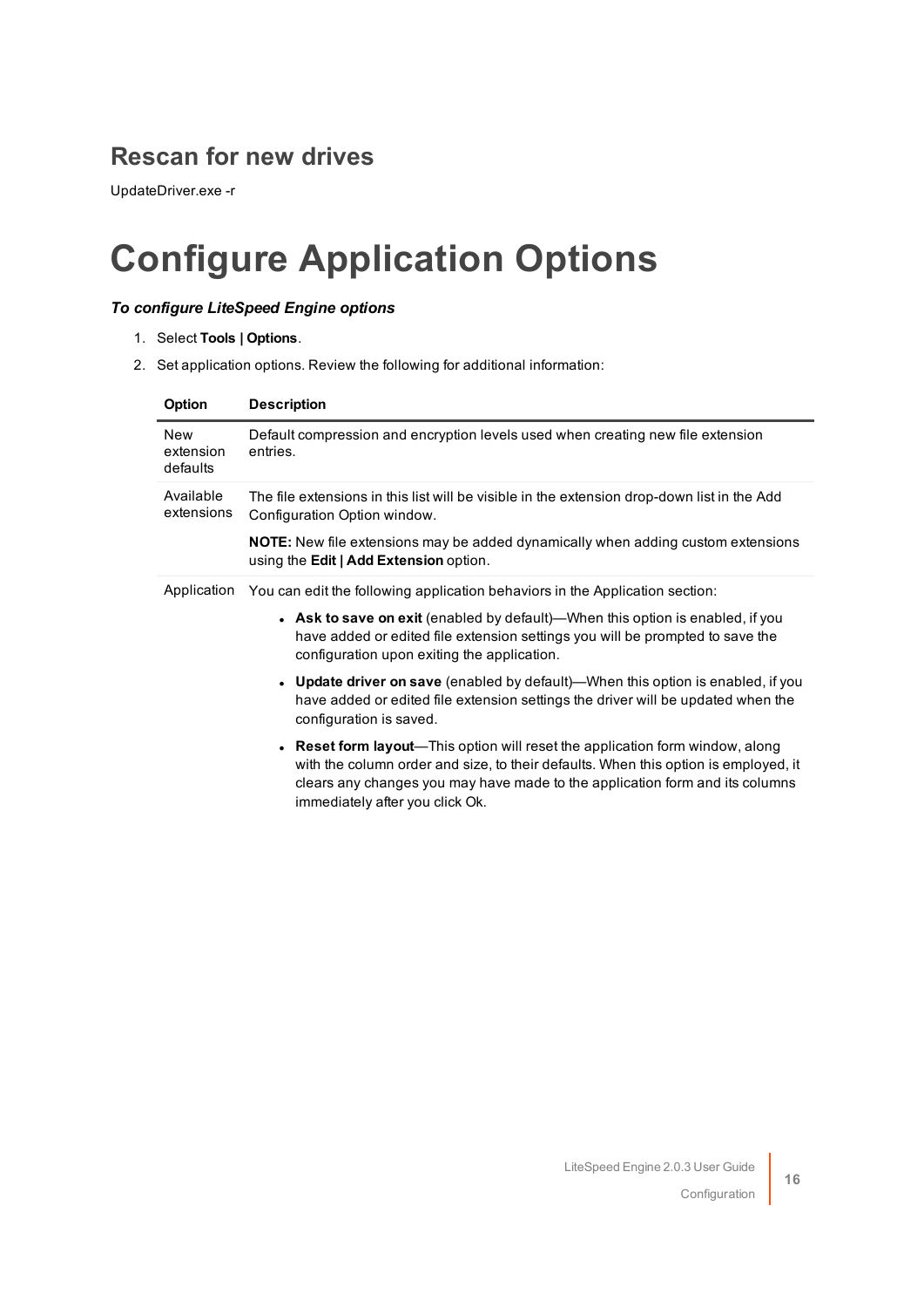## Rescan for new drives

UpdateDriver.exe -r

# Configure Application Options

***To configure LiteSpeed Engine options***

1. Select **Tools | Options**.
2. Set application options. Review the following for additional information:

| Option | Description |
|---|---|
| New extension defaults | Default compression and encryption levels used when creating new file extension entries. |
| Available extensions | The file extensions in this list will be visible in the extension drop-down list in the Add Configuration Option window.<br><br>**NOTE:** New file extensions may be added dynamically when adding custom extensions using the **Edit \| Add Extension** option. |
| Application | You can edit the following application behaviors in the Application section:<br><br>• **Ask to save on exit** (enabled by default)—When this option is enabled, if you have added or edited file extension settings you will be prompted to save the configuration upon exiting the application.<br><br>• **Update driver on save** (enabled by default)—When this option is enabled, if you have added or edited file extension settings the driver will be updated when the configuration is saved.<br><br>• **Reset form layout**—This option will reset the application form window, along with the column order and size, to their defaults. When this option is employed, it clears any changes you may have made to the application form and its columns immediately after you click Ok. |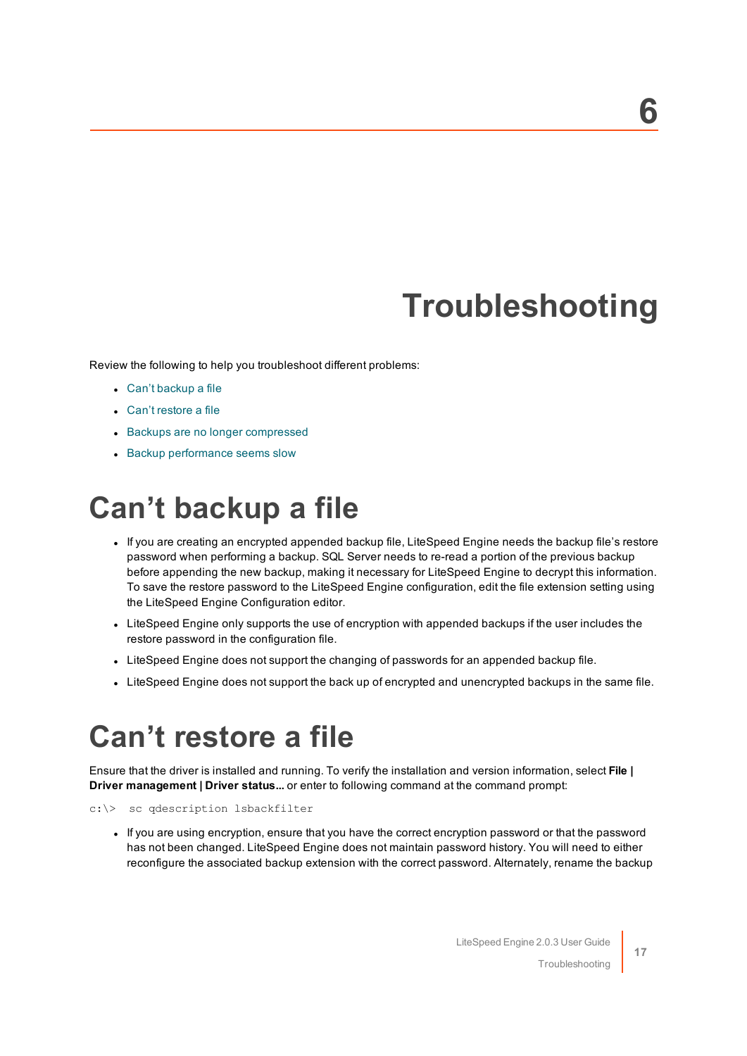# 6 Troubleshooting

Review the following to help you troubleshoot different problems:

- Can't backup a file
- Can't restore a file
- Backups are no longer compressed
- Backup performance seems slow

# Can't backup a file

- If you are creating an encrypted appended backup file, LiteSpeed Engine needs the backup file's restore password when performing a backup. SQL Server needs to re-read a portion of the previous backup before appending the new backup, making it necessary for LiteSpeed Engine to decrypt this information. To save the restore password to the LiteSpeed Engine configuration, edit the file extension setting using the LiteSpeed Engine Configuration editor.
- LiteSpeed Engine only supports the use of encryption with appended backups if the user includes the restore password in the configuration file.
- LiteSpeed Engine does not support the changing of passwords for an appended backup file.
- LiteSpeed Engine does not support the back up of encrypted and unencrypted backups in the same file.

# Can't restore a file

Ensure that the driver is installed and running. To verify the installation and version information, select **File | Driver management | Driver status...** or enter to following command at the command prompt:

```
c:\>  sc qdescription lsbackfilter
```

- If you are using encryption, ensure that you have the correct encryption password or that the password has not been changed. LiteSpeed Engine does not maintain password history. You will need to either reconfigure the associated backup extension with the correct password. Alternately, rename the backup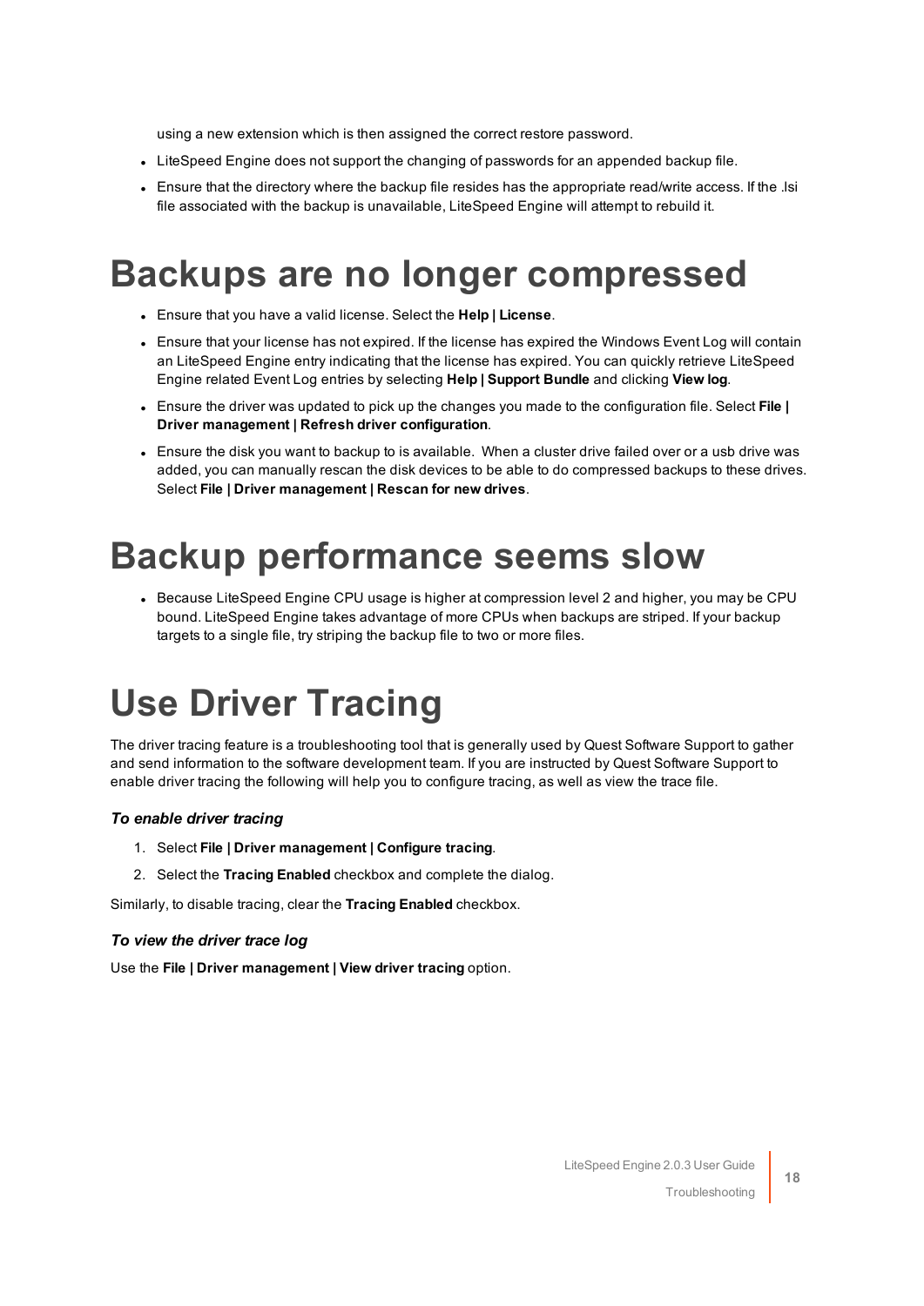using a new extension which is then assigned the correct restore password.

- LiteSpeed Engine does not support the changing of passwords for an appended backup file.
- Ensure that the directory where the backup file resides has the appropriate read/write access. If the .lsi file associated with the backup is unavailable, LiteSpeed Engine will attempt to rebuild it.

# Backups are no longer compressed

- Ensure that you have a valid license. Select the **Help | License**.
- Ensure that your license has not expired. If the license has expired the Windows Event Log will contain an LiteSpeed Engine entry indicating that the license has expired. You can quickly retrieve LiteSpeed Engine related Event Log entries by selecting **Help | Support Bundle** and clicking **View log**.
- Ensure the driver was updated to pick up the changes you made to the configuration file. Select **File | Driver management | Refresh driver configuration**.
- Ensure the disk you want to backup to is available. When a cluster drive failed over or a usb drive was added, you can manually rescan the disk devices to be able to do compressed backups to these drives. Select **File | Driver management | Rescan for new drives**.

# Backup performance seems slow

- Because LiteSpeed Engine CPU usage is higher at compression level 2 and higher, you may be CPU bound. LiteSpeed Engine takes advantage of more CPUs when backups are striped. If your backup targets to a single file, try striping the backup file to two or more files.

# Use Driver Tracing

The driver tracing feature is a troubleshooting tool that is generally used by Quest Software Support to gather and send information to the software development team. If you are instructed by Quest Software Support to enable driver tracing the following will help you to configure tracing, as well as view the trace file.

### *To enable driver tracing*

1. Select **File | Driver management | Configure tracing**.
2. Select the **Tracing Enabled** checkbox and complete the dialog.

Similarly, to disable tracing, clear the **Tracing Enabled** checkbox.

### *To view the driver trace log*

Use the **File | Driver management | View driver tracing** option.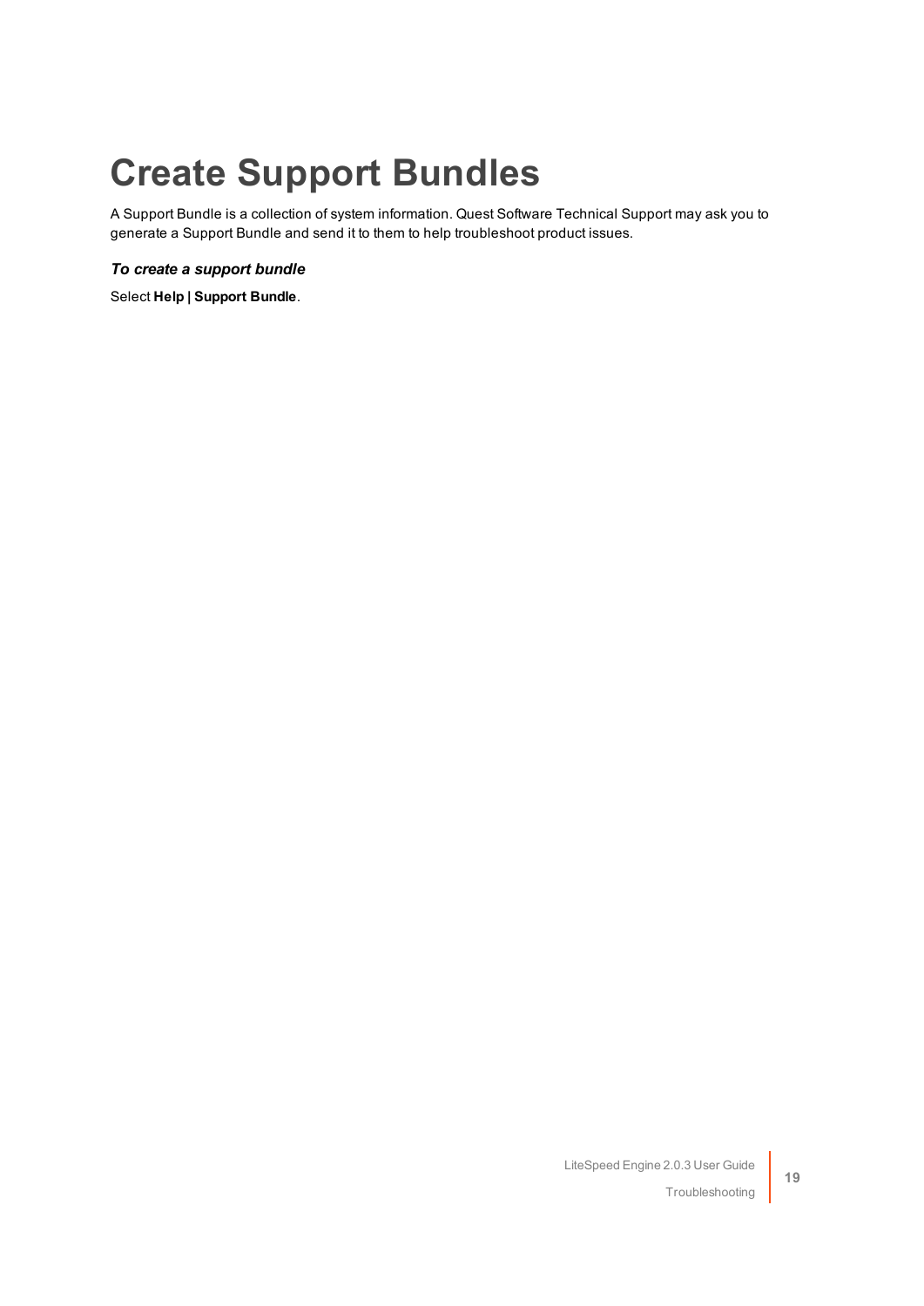# Create Support Bundles

A Support Bundle is a collection of system information. Quest Software Technical Support may ask you to generate a Support Bundle and send it to them to help troubleshoot product issues.

***To create a support bundle***

Select **Help | Support Bundle**.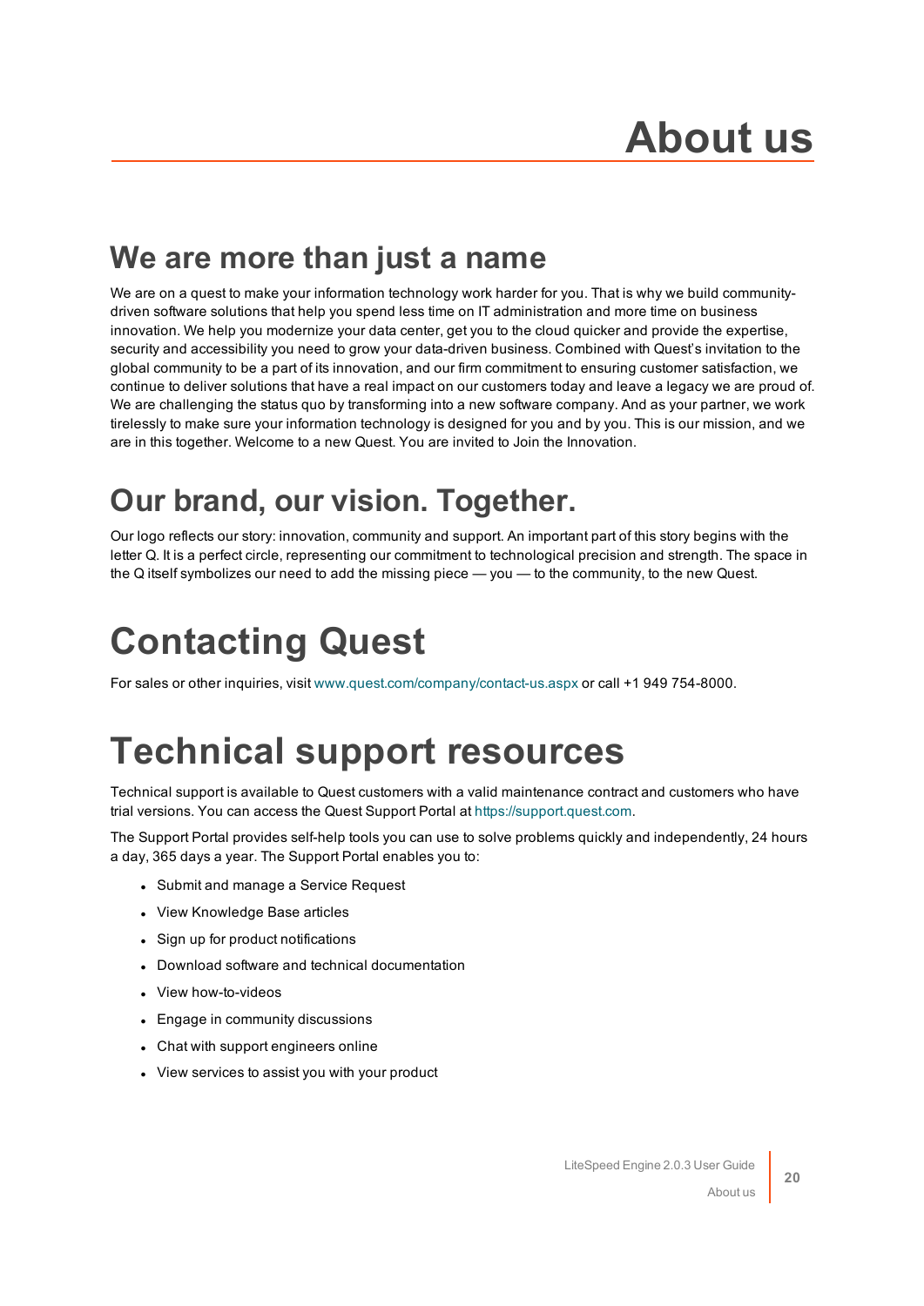# About us

## We are more than just a name

We are on a quest to make your information technology work harder for you. That is why we build community-driven software solutions that help you spend less time on IT administration and more time on business innovation. We help you modernize your data center, get you to the cloud quicker and provide the expertise, security and accessibility you need to grow your data-driven business. Combined with Quest's invitation to the global community to be a part of its innovation, and our firm commitment to ensuring customer satisfaction, we continue to deliver solutions that have a real impact on our customers today and leave a legacy we are proud of. We are challenging the status quo by transforming into a new software company. And as your partner, we work tirelessly to make sure your information technology is designed for you and by you. This is our mission, and we are in this together. Welcome to a new Quest. You are invited to Join the Innovation.

## Our brand, our vision. Together.

Our logo reflects our story: innovation, community and support. An important part of this story begins with the letter Q. It is a perfect circle, representing our commitment to technological precision and strength. The space in the Q itself symbolizes our need to add the missing piece — you — to the community, to the new Quest.

# Contacting Quest

For sales or other inquiries, visit www.quest.com/company/contact-us.aspx or call +1 949 754-8000.

# Technical support resources

Technical support is available to Quest customers with a valid maintenance contract and customers who have trial versions. You can access the Quest Support Portal at https://support.quest.com.

The Support Portal provides self-help tools you can use to solve problems quickly and independently, 24 hours a day, 365 days a year. The Support Portal enables you to:

- Submit and manage a Service Request
- View Knowledge Base articles
- Sign up for product notifications
- Download software and technical documentation
- View how-to-videos
- Engage in community discussions
- Chat with support engineers online
- View services to assist you with your product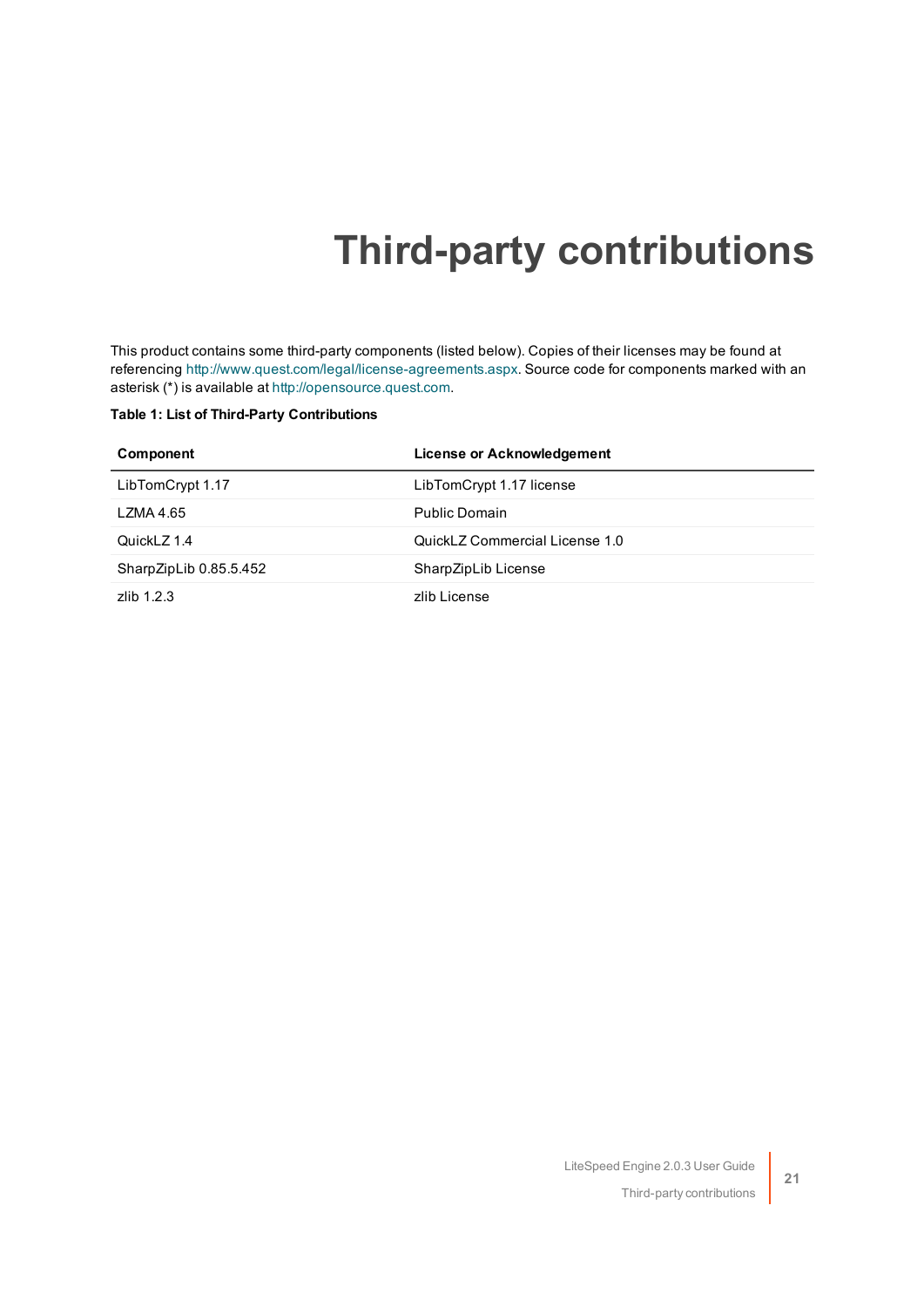# Third-party contributions

This product contains some third-party components (listed below). Copies of their licenses may be found at referencing http://www.quest.com/legal/license-agreements.aspx. Source code for components marked with an asterisk (*) is available at http://opensource.quest.com.

**Table 1: List of Third-Party Contributions**

| Component | License or Acknowledgement |
|---|---|
| LibTomCrypt 1.17 | LibTomCrypt 1.17 license |
| LZMA 4.65 | Public Domain |
| QuickLZ 1.4 | QuickLZ Commercial License 1.0 |
| SharpZipLib 0.85.5.452 | SharpZipLib License |
| zlib 1.2.3 | zlib License |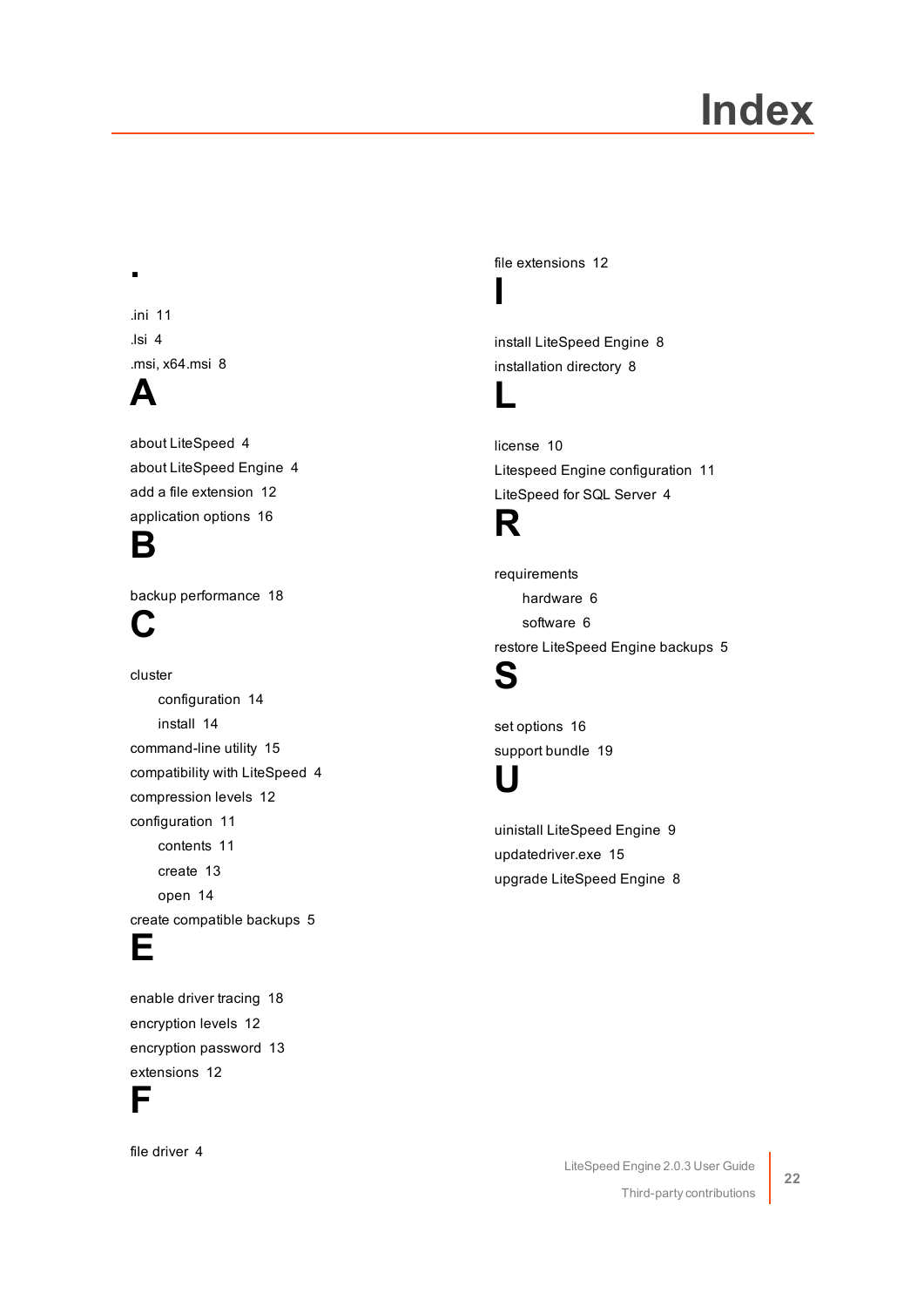# Index

## .

.ini 11

.lsi 4

.msi, x64.msi 8

## A

about LiteSpeed 4

about LiteSpeed Engine 4

add a file extension 12

application options 16

## B

backup performance 18

## C

cluster

- configuration 14
- install 14

command-line utility 15

compatibility with LiteSpeed 4

compression levels 12

configuration 11

- contents 11
- create 13
- open 14

create compatible backups 5

## E

enable driver tracing 18

encryption levels 12

encryption password 13

extensions 12

## F

file driver 4

file extensions 12

## I

install LiteSpeed Engine 8

installation directory 8

## L

license 10

Litespeed Engine configuration 11

LiteSpeed for SQL Server 4

## R

requirements

- hardware 6
- software 6

restore LiteSpeed Engine backups 5

## S

set options 16

support bundle 19

## U

uinistall LiteSpeed Engine 9

updatedriver.exe 15

upgrade LiteSpeed Engine 8